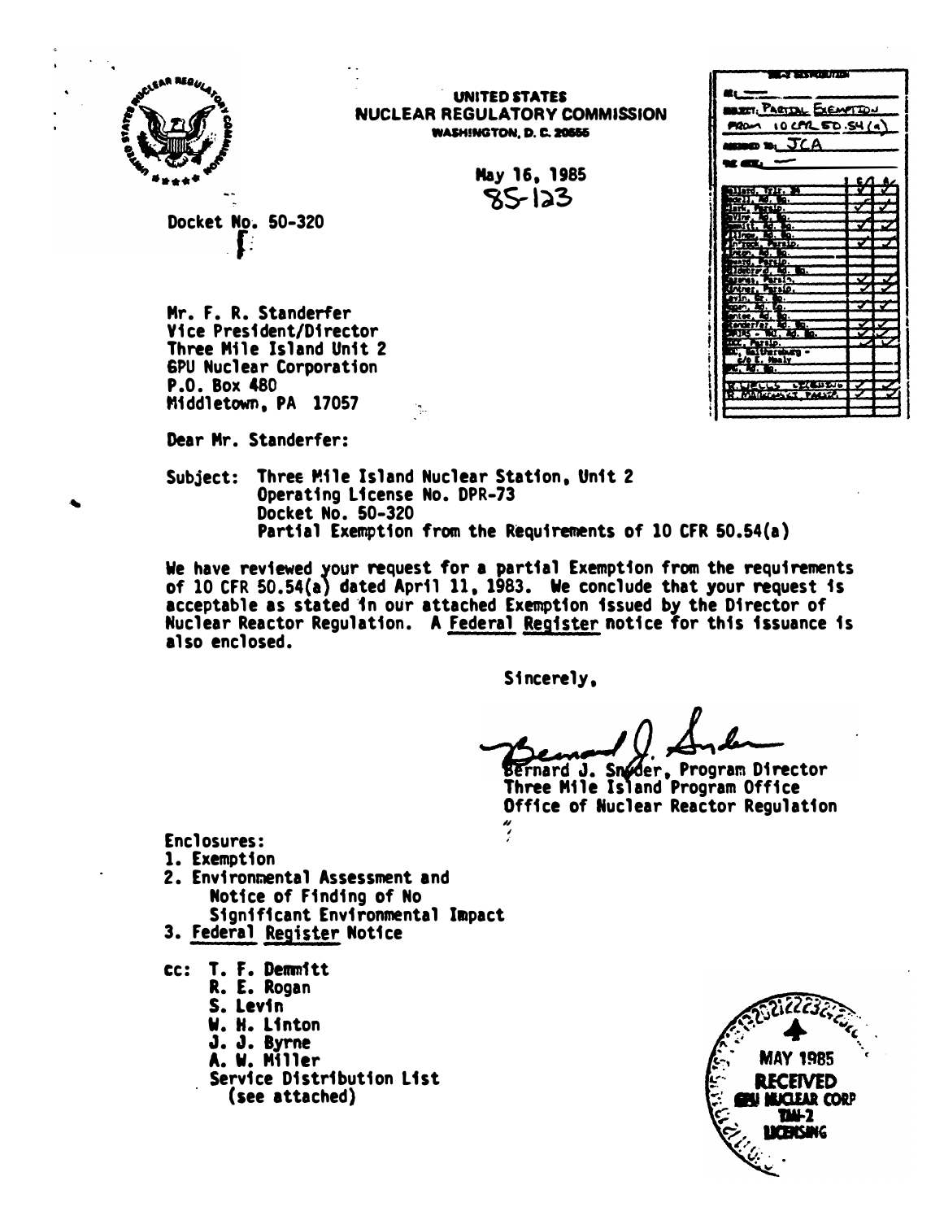UNITED STATES
NUCLEAR REGULATORY COMMISSION
WASHINGTON, D. C. 20555

May 16, 1985
85-123

Docket No. 50-320

Mr. F. R. Standerfer
Vice President/Director
Three Mile Island Unit 2
GPU Nuclear Corporation
P.O. Box 480
Middletown, PA 17057

Dear Mr. Standerfer:

Subject: Three Mile Island Nuclear Station, Unit 2
Operating License No. DPR-73
Docket No. 50-320
Partial Exemption from the Requirements of 10 CFR 50.54(a)

We have reviewed your request for a partial Exemption from the requirements of 10 CFR 50.54(a) dated April 11, 1983. We conclude that your request is acceptable as stated in our attached Exemption issued by the Director of Nuclear Reactor Regulation. A Federal Register notice for this issuance is also enclosed.

Sincerely,

Bernard J. Snyder, Program Director
Three Mile Island Program Office
Office of Nuclear Reactor Regulation

Enclosures:
1. Exemption
2. Environmental Assessment and Notice of Finding of No Significant Environmental Impact
3. Federal Register Notice

cc: T. F. Demmitt
R. E. Rogan
S. Levin
W. H. Linton
J. J. Byrne
A. W. Miller
Service Distribution List (see attached)

MAY 1985
RECEIVED
GPU NUCLEAR CORP
TMI-2
LICENSING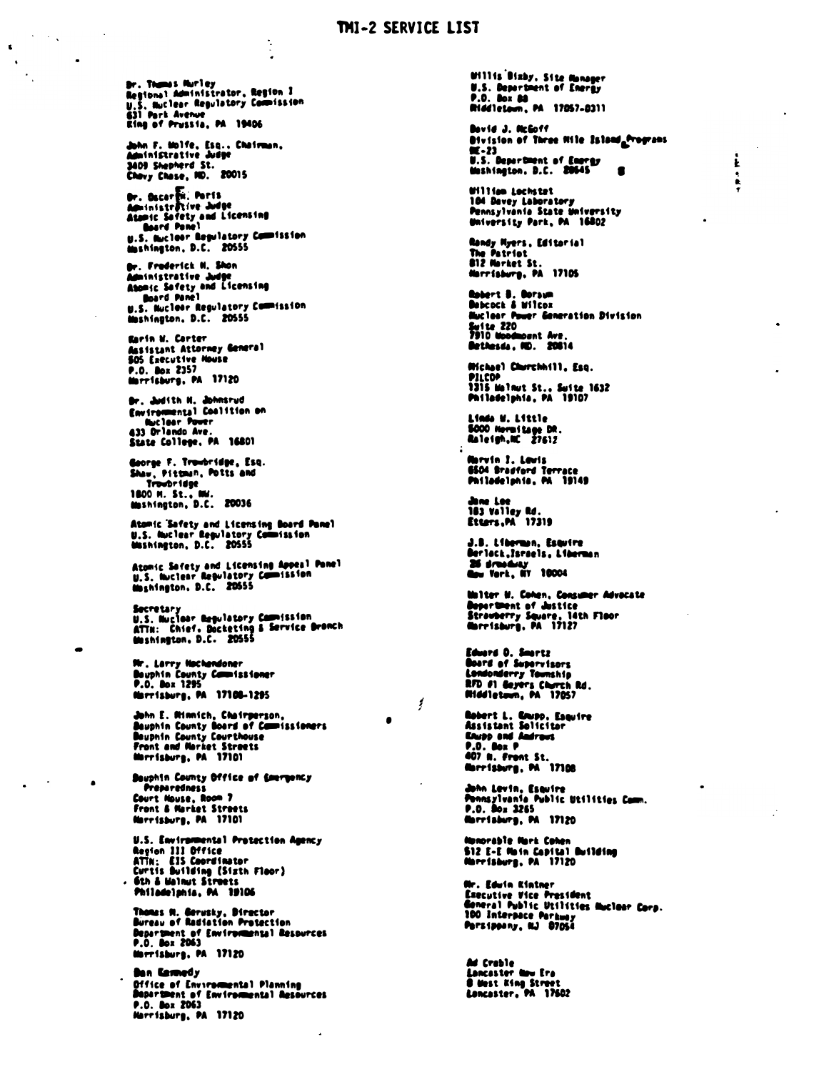# TMI-2 SERVICE LIST

Dr. Thomas Murley
Regional Administrator, Region I
U.S. Nuclear Regulatory Commission
631 Park Avenue
King of Prussia, PA 19406

John F. Wolfe, Esq., Chairman,
Administrative Judge
3409 Shepherd St.
Chevy Chase, MD. 20015

Dr. Oscar H. Paris
Administrative Judge
Atomic Safety and Licensing
Board Panel
U.S. Nuclear Regulatory Commission
Washington, D.C. 20555

Dr. Frederick H. Shon
Administrative Judge
Atomic Safety and Licensing
Board Panel
U.S. Nuclear Regulatory Commission
Washington, D.C. 20555

Karin W. Carter
Assistant Attorney General
505 Executive House
P.O. Box 2357
Harrisburg, PA 17120

Dr. Judith H. Johnsrud
Environmental Coalition on
Nuclear Power
433 Orlando Ave.
State College, PA 16801

George F. Trowbridge, Esq.
Shaw, Pittman, Potts and
Trowbridge
1800 M. St., NW.
Washington, D.C. 20036

Atomic Safety and Licensing Board Panel
U.S. Nuclear Regulatory Commission
Washington, D.C. 20555

Atomic Safety and Licensing Appeal Panel
U.S. Nuclear Regulatory Commission
Washington, D.C. 20555

Secretary
U.S. Nuclear Regulatory Commission
ATTN: Chief, Docketing & Service Branch
Washington, D.C. 20555

Mr. Larry Hochendoner
Dauphin County Commissioner
P.O. Box 1295
Harrisburg, PA 17108-1295

John E. Minnich, Chairperson,
Dauphin County Board of Commissioners
Dauphin County Courthouse
Front and Market Streets
Harrisburg, PA 17101

Dauphin County Office of Emergency
Preparedness
Court House, Room 7
Front & Market Streets
Harrisburg, PA 17101

U.S. Environmental Protection Agency
Region III Office
ATTN: EIS Coordinator
Curtis Building (Sixth Floor)
6th & Walnut Streets
Philadelphia, PA 19106

Thomas M. Gerusky, Director
Bureau of Radiation Protection
Department of Environmental Resources
P.O. Box 2063
Harrisburg, PA 17120

Dan Kennedy
Office of Environmental Planning
Department of Environmental Resources
P.O. Box 2063
Harrisburg, PA 17120

Willis Bixby, Site Manager
U.S. Department of Energy
P.O. Box 88
Middletown, PA 17057-0311

David J. McGoff
Division of Three Mile Island Programs
NE-23
U.S. Department of Energy
Washington, D.C. 20545

William Lochstet
104 Davey Laboratory
Pennsylvania State University
University Park, PA 16802

Randy Myers, Editorial
The Patriot
812 Market St.
Harrisburg, PA 17105

Robert B. Borsum
Babcock & Wilcox
Nuclear Power Generation Division
Suite 220
7910 Woodmount Ave.
Bethesda, MD. 20814

Michael Churchhill, Esq.
PILCOP
1315 Walnut St., Suite 1632
Philadelphia, PA 19107

Linda W. Little
5000 Hermitage DR.
Raleigh, NC 27612

Marvin I. Lewis
6504 Bradford Terrace
Philadelphia, PA 19149

Jane Lee
183 Valley Rd.
Etters, PA 17319

J.B. Liberman, Esquire
Berlack, Israels, Liberman
26 Broadway
New York, NY 10004

Walter W. Cohen, Consumer Advocate
Department of Justice
Strawberry Square, 14th Floor
Harrisburg, PA 17127

Edward O. Swartz
Board of Supervisors
Londonderry Township
RFD #1 Geyers Church Rd.
Middletown, PA 17057

Robert L. Knupp, Esquire
Assistant Solicitor
Knupp and Andrews
P.O. Box P
407 N. Front St.
Harrisburg, PA 17108

John Levin, Esquire
Pennsylvania Public Utilities Comm.
P.O. Box 3265
Harrisburg, PA 17120

Honorable Mark Cohen
512 E-E Main Capital Building
Harrisburg, PA 17120

Mr. Edwin Kintner
Executive Vice President
General Public Utilities Nuclear Corp.
100 Interpace Parkway
Parsippany, NJ 07054

Ad Crable
Lancaster New Era
8 West King Street
Lancaster, PA 17602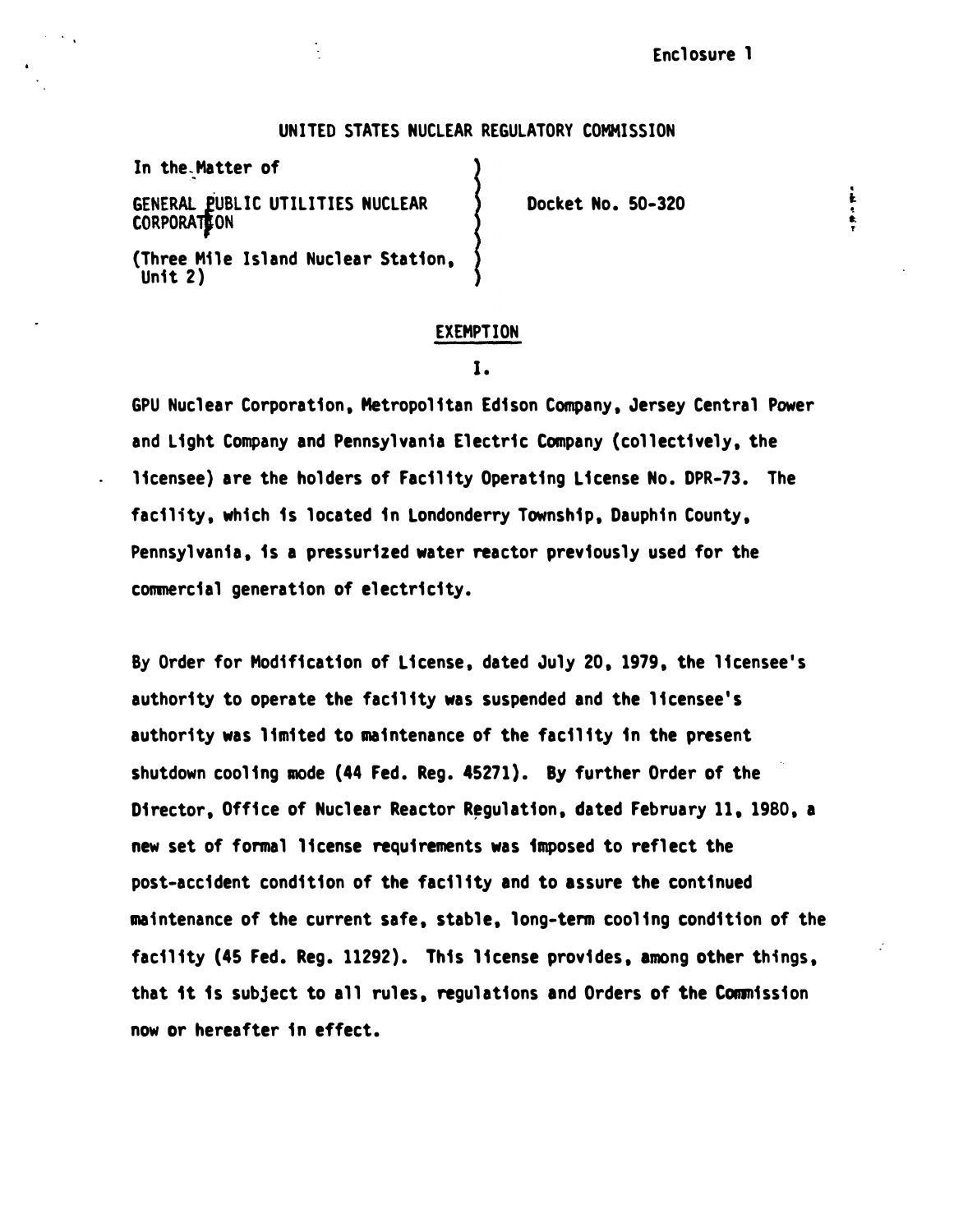Enclosure 1

UNITED STATES NUCLEAR REGULATORY COMMISSION

In the Matter of

GENERAL PUBLIC UTILITIES NUCLEAR CORPORATION

(Three Mile Island Nuclear Station, Unit 2)

Docket No. 50-320

## EXEMPTION

### I.

GPU Nuclear Corporation, Metropolitan Edison Company, Jersey Central Power and Light Company and Pennsylvania Electric Company (collectively, the licensee) are the holders of Facility Operating License No. DPR-73. The facility, which is located in Londonderry Township, Dauphin County, Pennsylvania, is a pressurized water reactor previously used for the commercial generation of electricity.

By Order for Modification of License, dated July 20, 1979, the licensee's authority to operate the facility was suspended and the licensee's authority was limited to maintenance of the facility in the present shutdown cooling mode (44 Fed. Reg. 45271). By further Order of the Director, Office of Nuclear Reactor Regulation, dated February 11, 1980, a new set of formal license requirements was imposed to reflect the post-accident condition of the facility and to assure the continued maintenance of the current safe, stable, long-term cooling condition of the facility (45 Fed. Reg. 11292). This license provides, among other things, that it is subject to all rules, regulations and Orders of the Commission now or hereafter in effect.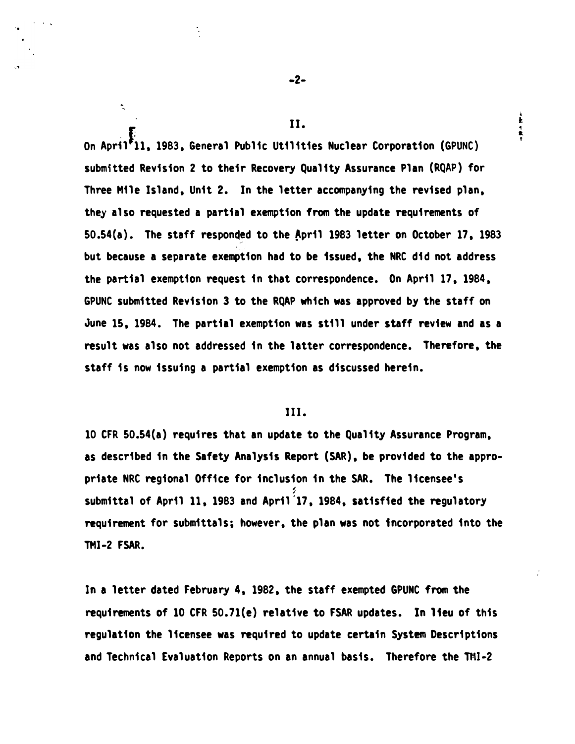## II.

On April 11, 1983, General Public Utilities Nuclear Corporation (GPUNC) submitted Revision 2 to their Recovery Quality Assurance Plan (RQAP) for Three Mile Island, Unit 2. In the letter accompanying the revised plan, they also requested a partial exemption from the update requirements of 50.54(a). The staff responded to the April 1983 letter on October 17, 1983 but because a separate exemption had to be issued, the NRC did not address the partial exemption request in that correspondence. On April 17, 1984, GPUNC submitted Revision 3 to the RQAP which was approved by the staff on June 15, 1984. The partial exemption was still under staff review and as a result was also not addressed in the latter correspondence. Therefore, the staff is now issuing a partial exemption as discussed herein.

## III.

10 CFR 50.54(a) requires that an update to the Quality Assurance Program, as described in the Safety Analysis Report (SAR), be provided to the appropriate NRC regional Office for inclusion in the SAR. The licensee's submittal of April 11, 1983 and April 17, 1984, satisfied the regulatory requirement for submittals; however, the plan was not incorporated into the TMI-2 FSAR.

In a letter dated February 4, 1982, the staff exempted GPUNC from the requirements of 10 CFR 50.71(e) relative to FSAR updates. In lieu of this regulation the licensee was required to update certain System Descriptions and Technical Evaluation Reports on an annual basis. Therefore the TMI-2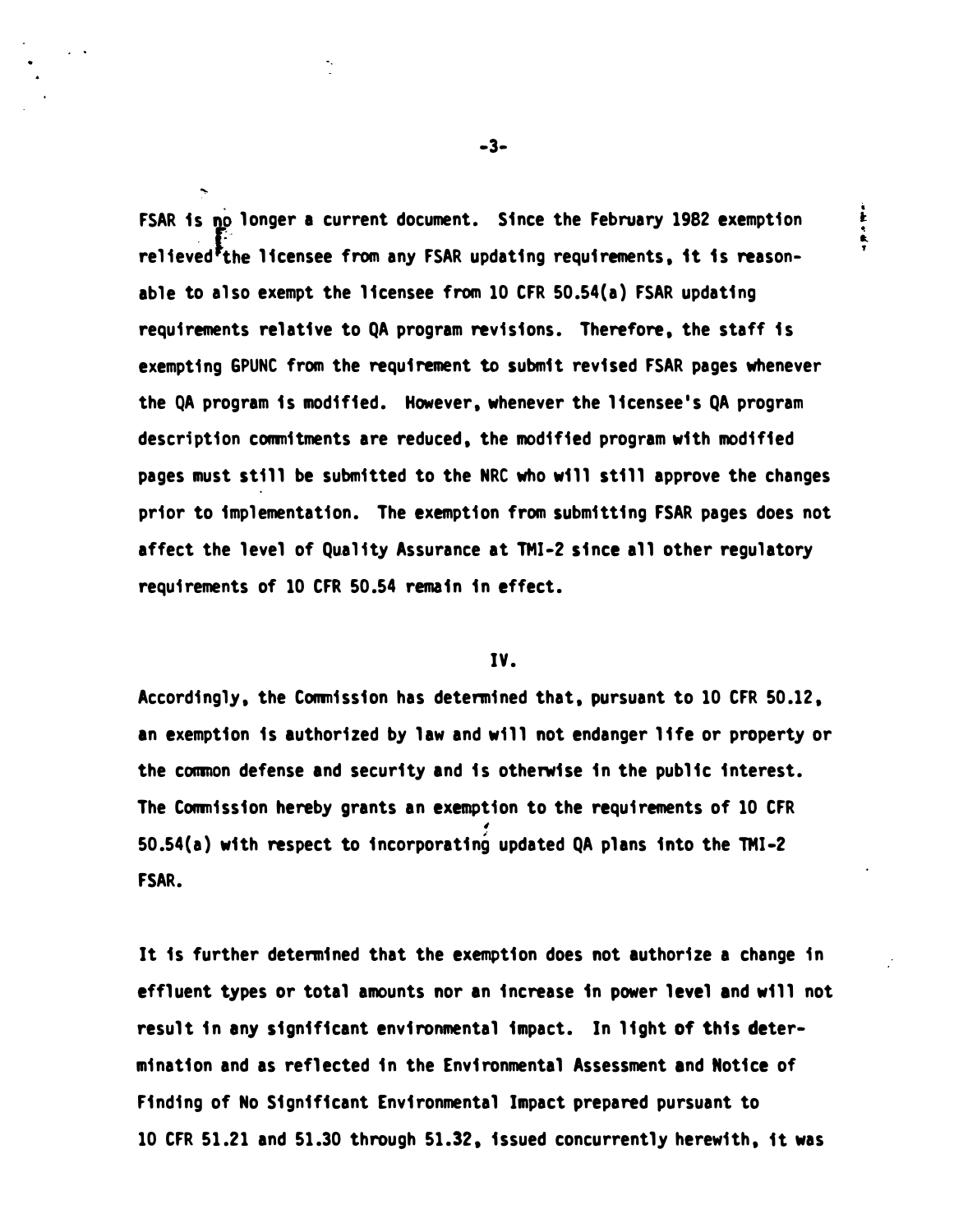FSAR is no longer a current document. Since the February 1982 exemption relieved the licensee from any FSAR updating requirements, it is reasonable to also exempt the licensee from 10 CFR 50.54(a) FSAR updating requirements relative to QA program revisions. Therefore, the staff is exempting GPUNC from the requirement to submit revised FSAR pages whenever the QA program is modified. However, whenever the licensee's QA program description commitments are reduced, the modified program with modified pages must still be submitted to the NRC who will still approve the changes prior to implementation. The exemption from submitting FSAR pages does not affect the level of Quality Assurance at TMI-2 since all other regulatory requirements of 10 CFR 50.54 remain in effect.

## IV.

Accordingly, the Commission has determined that, pursuant to 10 CFR 50.12, an exemption is authorized by law and will not endanger life or property or the common defense and security and is otherwise in the public interest. The Commission hereby grants an exemption to the requirements of 10 CFR 50.54(a) with respect to incorporating updated QA plans into the TMI-2 FSAR.

It is further determined that the exemption does not authorize a change in effluent types or total amounts nor an increase in power level and will not result in any significant environmental impact. In light of this determination and as reflected in the Environmental Assessment and Notice of Finding of No Significant Environmental Impact prepared pursuant to 10 CFR 51.21 and 51.30 through 51.32, issued concurrently herewith, it was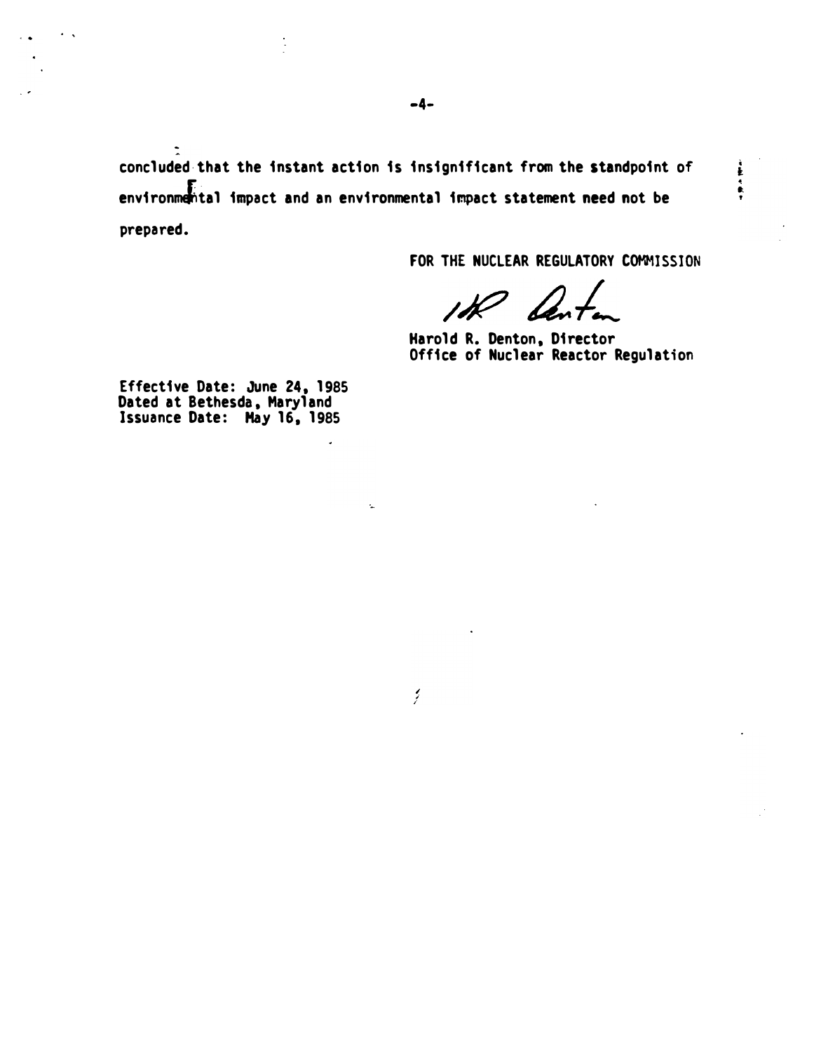concluded that the instant action is insignificant from the standpoint of environmental impact and an environmental impact statement need not be prepared.

FOR THE NUCLEAR REGULATORY COMMISSION

Harold R. Denton, Director
Office of Nuclear Reactor Regulation

Effective Date: June 24, 1985
Dated at Bethesda, Maryland
Issuance Date: May 16, 1985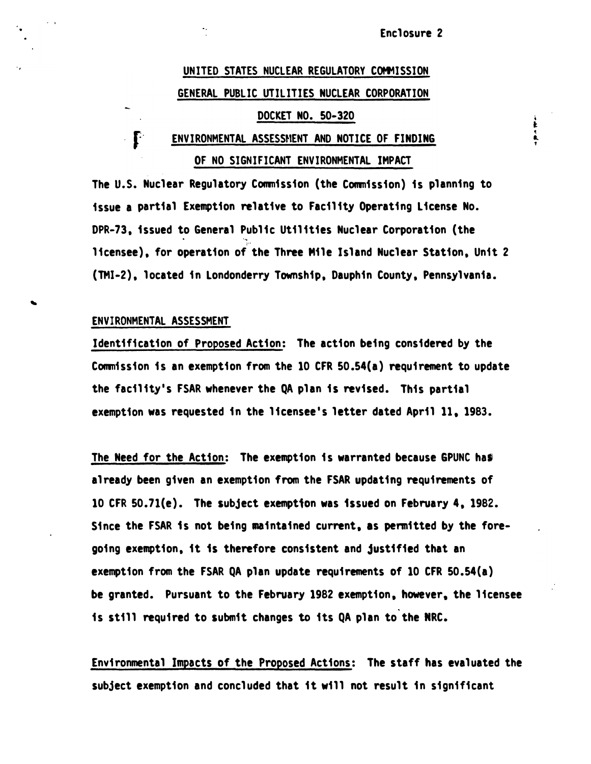Enclosure 2

UNITED STATES NUCLEAR REGULATORY COMMISSION

GENERAL PUBLIC UTILITIES NUCLEAR CORPORATION

DOCKET NO. 50-320

ENVIRONMENTAL ASSESSMENT AND NOTICE OF FINDING

OF NO SIGNIFICANT ENVIRONMENTAL IMPACT

The U.S. Nuclear Regulatory Commission (the Commission) is planning to issue a partial Exemption relative to Facility Operating License No. DPR-73, issued to General Public Utilities Nuclear Corporation (the licensee), for operation of the Three Mile Island Nuclear Station, Unit 2 (TMI-2), located in Londonderry Township, Dauphin County, Pennsylvania.

ENVIRONMENTAL ASSESSMENT

Identification of Proposed Action: The action being considered by the Commission is an exemption from the 10 CFR 50.54(a) requirement to update the facility's FSAR whenever the QA plan is revised. This partial exemption was requested in the licensee's letter dated April 11, 1983.

The Need for the Action: The exemption is warranted because GPUNC has already been given an exemption from the FSAR updating requirements of 10 CFR 50.71(e). The subject exemption was issued on February 4, 1982. Since the FSAR is not being maintained current, as permitted by the foregoing exemption, it is therefore consistent and justified that an exemption from the FSAR QA plan update requirements of 10 CFR 50.54(a) be granted. Pursuant to the February 1982 exemption, however, the licensee is still required to submit changes to its QA plan to the NRC.

Environmental Impacts of the Proposed Actions: The staff has evaluated the subject exemption and concluded that it will not result in significant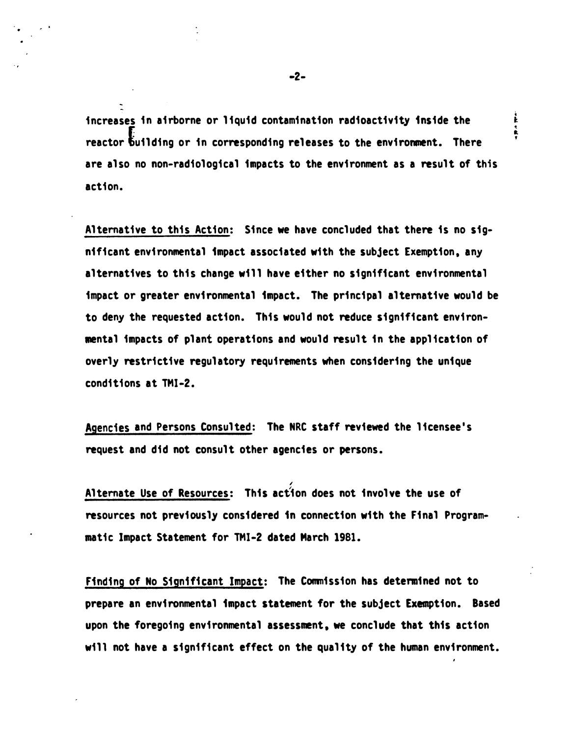increases in airborne or liquid contamination radioactivity inside the reactor building or in corresponding releases to the environment. There are also no non-radiological impacts to the environment as a result of this action.

Alternative to this Action: Since we have concluded that there is no significant environmental impact associated with the subject Exemption, any alternatives to this change will have either no significant environmental impact or greater environmental impact. The principal alternative would be to deny the requested action. This would not reduce significant environmental impacts of plant operations and would result in the application of overly restrictive regulatory requirements when considering the unique conditions at TMI-2.

Agencies and Persons Consulted: The NRC staff reviewed the licensee's request and did not consult other agencies or persons.

Alternate Use of Resources: This action does not involve the use of resources not previously considered in connection with the Final Programmatic Impact Statement for TMI-2 dated March 1981.

Finding of No Significant Impact: The Commission has determined not to prepare an environmental impact statement for the subject Exemption. Based upon the foregoing environmental assessment, we conclude that this action will not have a significant effect on the quality of the human environment.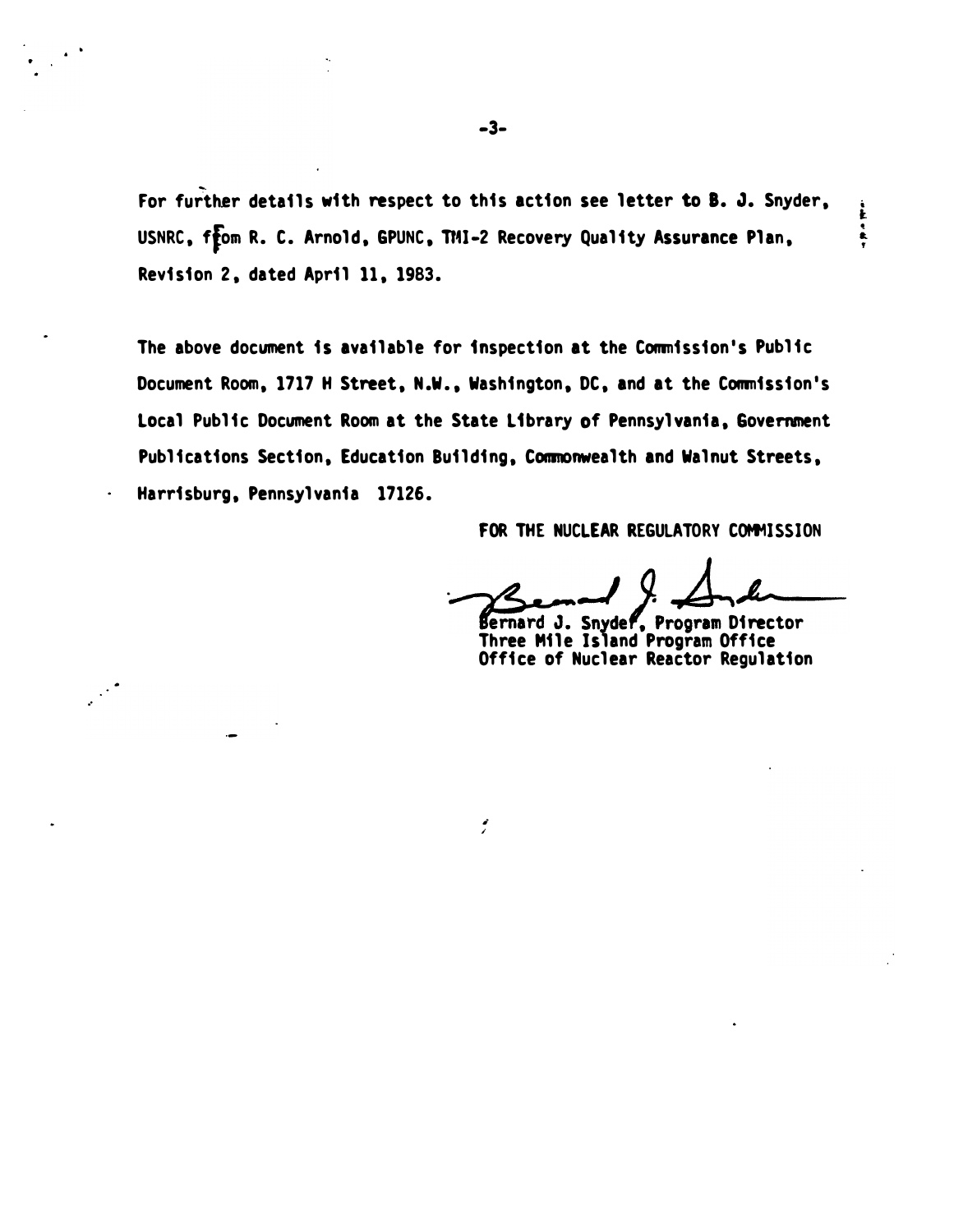For further details with respect to this action see letter to B. J. Snyder, USNRC, from R. C. Arnold, GPUNC, TMI-2 Recovery Quality Assurance Plan, Revision 2, dated April 11, 1983.

The above document is available for inspection at the Commission's Public Document Room, 1717 H Street, N.W., Washington, DC, and at the Commission's Local Public Document Room at the State Library of Pennsylvania, Government Publications Section, Education Building, Commonwealth and Walnut Streets, Harrisburg, Pennsylvania 17126.

FOR THE NUCLEAR REGULATORY COMMISSION

Bernard J. Snyder, Program Director
Three Mile Island Program Office
Office of Nuclear Reactor Regulation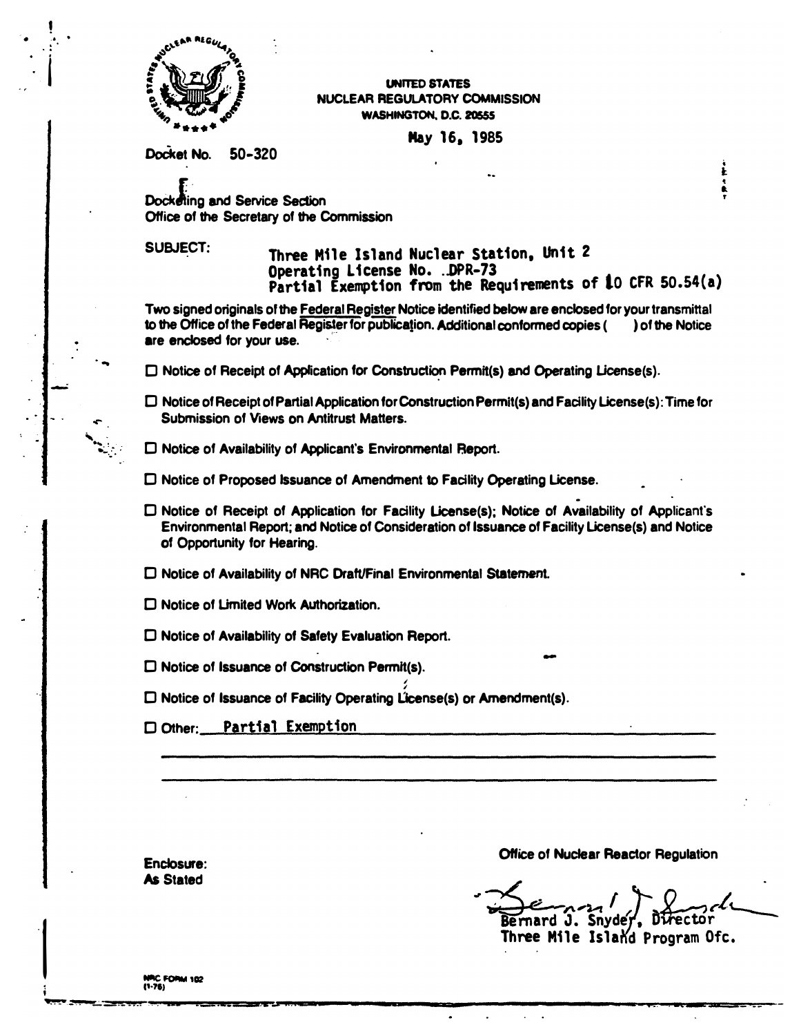UNITED STATES
NUCLEAR REGULATORY COMMISSION
WASHINGTON, D.C. 20555

May 16, 1985

Docket No. 50-320

Docketing and Service Section
Office of the Secretary of the Commission

SUBJECT: Three Mile Island Nuclear Station, Unit 2
Operating License No. DPR-73
Partial Exemption from the Requirements of 10 CFR 50.54(a)

Two signed originals of the Federal Register Notice identified below are enclosed for your transmittal to the Office of the Federal Register for publication. Additional conformed copies ( ) of the Notice are enclosed for your use.

☐ Notice of Receipt of Application for Construction Permit(s) and Operating License(s).

☐ Notice of Receipt of Partial Application for Construction Permit(s) and Facility License(s): Time for Submission of Views on Antitrust Matters.

☐ Notice of Availability of Applicant's Environmental Report.

☐ Notice of Proposed Issuance of Amendment to Facility Operating License.

☐ Notice of Receipt of Application for Facility License(s); Notice of Availability of Applicant's Environmental Report; and Notice of Consideration of Issuance of Facility License(s) and Notice of Opportunity for Hearing.

☐ Notice of Availability of NRC Draft/Final Environmental Statement.

☐ Notice of Limited Work Authorization.

☐ Notice of Availability of Safety Evaluation Report.

☐ Notice of Issuance of Construction Permit(s).

☐ Notice of Issuance of Facility Operating License(s) or Amendment(s).

☐ Other: Partial Exemption

Office of Nuclear Reactor Regulation

Bernard J. Snyder, Director
Three Mile Island Program Ofc.

Enclosure:
As Stated

NRC FORM 102
(1-76)